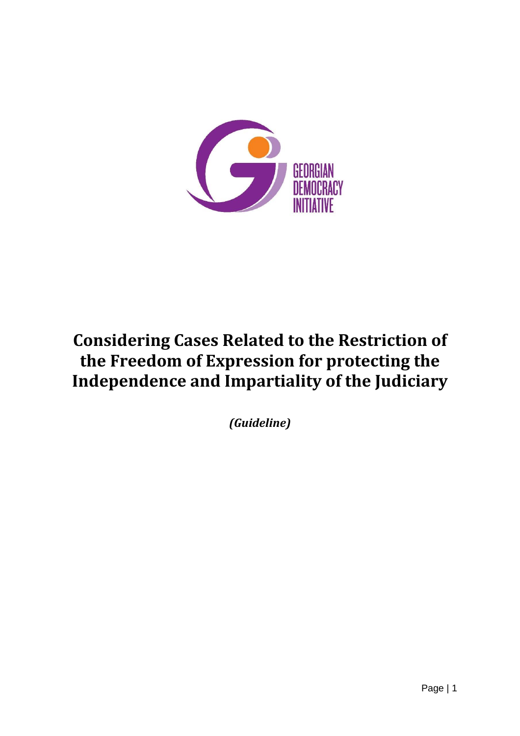GEORGIAN DEMOCRACY INITIATIVE

# Considering Cases Related to the Restriction of the Freedom of Expression for protecting the Independence and Impartiality of the Judiciary

***(Guideline)***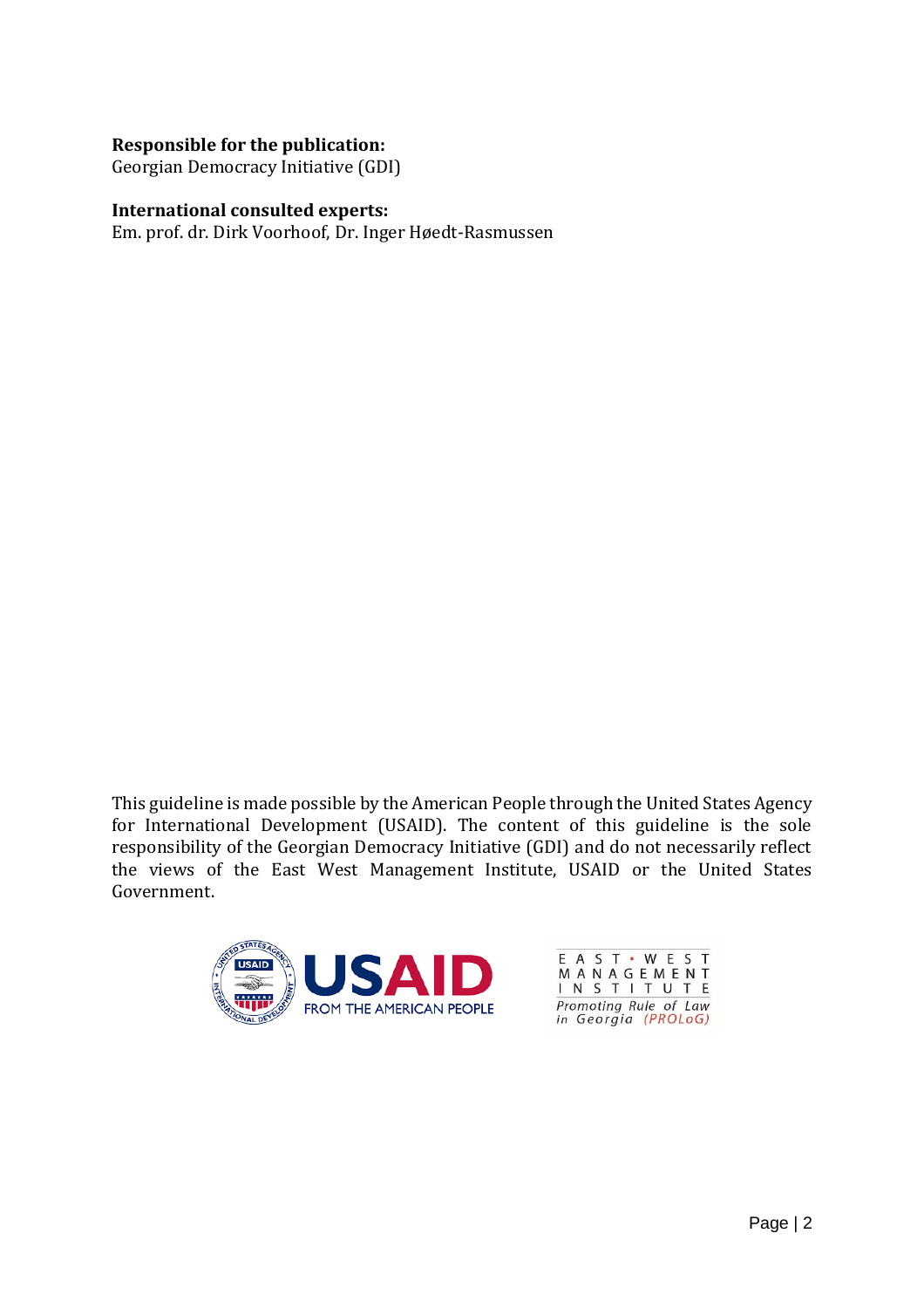**Responsible for the publication:**
Georgian Democracy Initiative (GDI)

**International consulted experts:**
Em. prof. dr. Dirk Voorhoof, Dr. Inger Høedt-Rasmussen

This guideline is made possible by the American People through the United States Agency for International Development (USAID). The content of this guideline is the sole responsibility of the Georgian Democracy Initiative (GDI) and do not necessarily reflect the views of the East West Management Institute, USAID or the United States Government.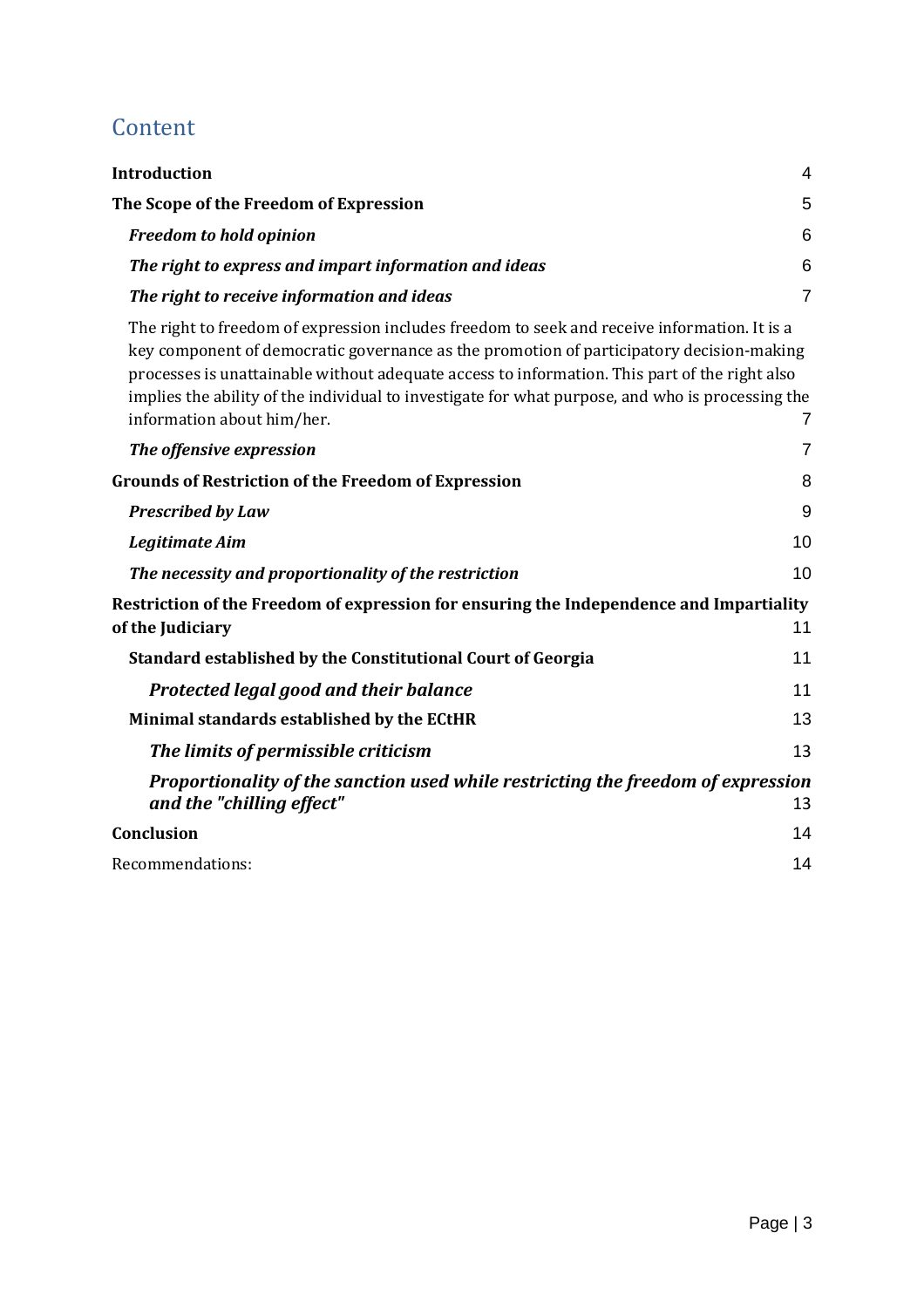# Content

**Introduction** 4

**The Scope of the Freedom of Expression** 5

***Freedom to hold opinion*** 6

***The right to express and impart information and ideas*** 6

***The right to receive information and ideas*** 7

The right to freedom of expression includes freedom to seek and receive information. It is a key component of democratic governance as the promotion of participatory decision-making processes is unattainable without adequate access to information. This part of the right also implies the ability of the individual to investigate for what purpose, and who is processing the information about him/her. 7

***The offensive expression*** 7

**Grounds of Restriction of the Freedom of Expression** 8

***Prescribed by Law*** 9

***Legitimate Aim*** 10

***The necessity and proportionality of the restriction*** 10

**Restriction of the Freedom of expression for ensuring the Independence and Impartiality of the Judiciary** 11

**Standard established by the Constitutional Court of Georgia** 11

***Protected legal good and their balance*** 11

**Minimal standards established by the ECtHR** 13

***The limits of permissible criticism*** 13

***Proportionality of the sanction used while restricting the freedom of expression and the "chilling effect"*** 13

**Conclusion** 14

Recommendations: 14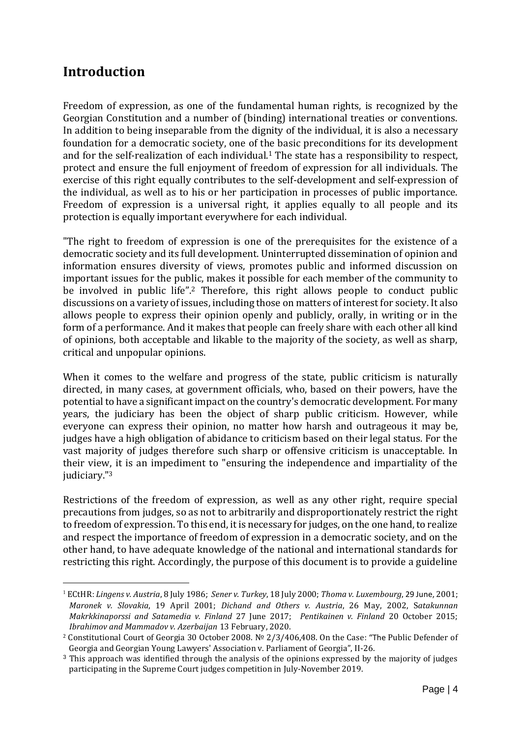## Introduction

Freedom of expression, as one of the fundamental human rights, is recognized by the Georgian Constitution and a number of (binding) international treaties or conventions. In addition to being inseparable from the dignity of the individual, it is also a necessary foundation for a democratic society, one of the basic preconditions for its development and for the self-realization of each individual.[1] The state has a responsibility to respect, protect and ensure the full enjoyment of freedom of expression for all individuals. The exercise of this right equally contributes to the self-development and self-expression of the individual, as well as to his or her participation in processes of public importance. Freedom of expression is a universal right, it applies equally to all people and its protection is equally important everywhere for each individual.

"The right to freedom of expression is one of the prerequisites for the existence of a democratic society and its full development. Uninterrupted dissemination of opinion and information ensures diversity of views, promotes public and informed discussion on important issues for the public, makes it possible for each member of the community to be involved in public life".[2] Therefore, this right allows people to conduct public discussions on a variety of issues, including those on matters of interest for society. It also allows people to express their opinion openly and publicly, orally, in writing or in the form of a performance. And it makes that people can freely share with each other all kind of opinions, both acceptable and likable to the majority of the society, as well as sharp, critical and unpopular opinions.

When it comes to the welfare and progress of the state, public criticism is naturally directed, in many cases, at government officials, who, based on their powers, have the potential to have a significant impact on the country's democratic development. For many years, the judiciary has been the object of sharp public criticism. However, while everyone can express their opinion, no matter how harsh and outrageous it may be, judges have a high obligation of abidance to criticism based on their legal status. For the vast majority of judges therefore such sharp or offensive criticism is unacceptable. In their view, it is an impediment to "ensuring the independence and impartiality of the judiciary."[3]

Restrictions of the freedom of expression, as well as any other right, require special precautions from judges, so as not to arbitrarily and disproportionately restrict the right to freedom of expression. To this end, it is necessary for judges, on the one hand, to realize and respect the importance of freedom of expression in a democratic society, and on the other hand, to have adequate knowledge of the national and international standards for restricting this right. Accordingly, the purpose of this document is to provide a guideline

---

[1] ECtHR: *Lingens v. Austria*, 8 July 1986; *Sener v. Turkey*, 18 July 2000; *Thoma v. Luxembourg*, 29 June, 2001; *Maronek v. Slovakia*, 19 April 2001; *Dichand and Others v. Austria*, 26 May, 2002, *Satakunnan Makrkkinaporssi and Satamedia v. Finland* 27 June 2017; *Pentikainen v. Finland* 20 October 2015; *Ibrahimov and Mammadov v. Azerbaijan* 13 February, 2020.

[2] Constitutional Court of Georgia 30 October 2008. № 2/3/406,408. On the Case: "The Public Defender of Georgia and Georgian Young Lawyers' Association v. Parliament of Georgia", II-26.

[3] This approach was identified through the analysis of the opinions expressed by the majority of judges participating in the Supreme Court judges competition in July-November 2019.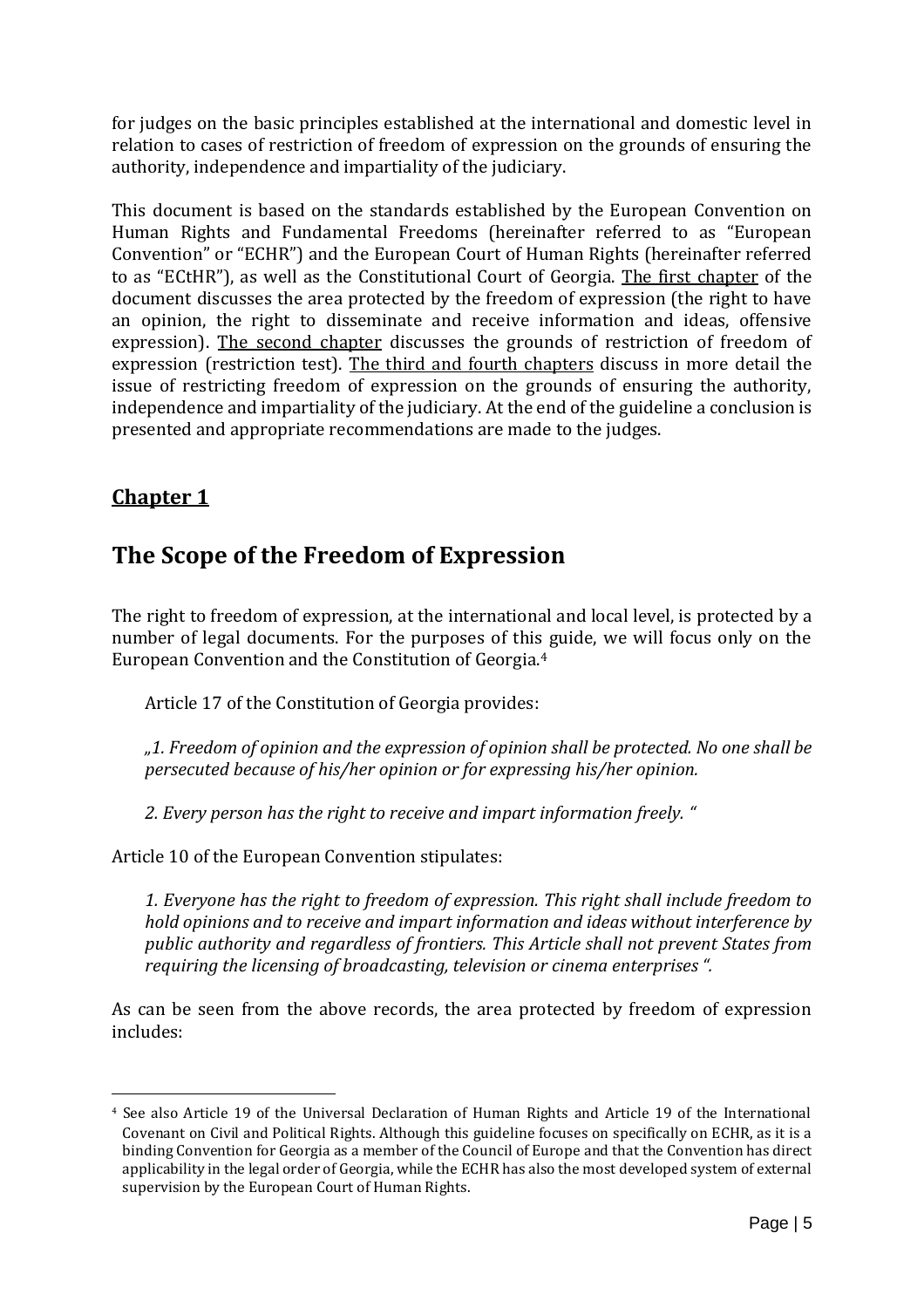for judges on the basic principles established at the international and domestic level in relation to cases of restriction of freedom of expression on the grounds of ensuring the authority, independence and impartiality of the judiciary.

This document is based on the standards established by the European Convention on Human Rights and Fundamental Freedoms (hereinafter referred to as "European Convention" or "ECHR") and the European Court of Human Rights (hereinafter referred to as "ECtHR"), as well as the Constitutional Court of Georgia. The first chapter of the document discusses the area protected by the freedom of expression (the right to have an opinion, the right to disseminate and receive information and ideas, offensive expression). The second chapter discusses the grounds of restriction of freedom of expression (restriction test). The third and fourth chapters discuss in more detail the issue of restricting freedom of expression on the grounds of ensuring the authority, independence and impartiality of the judiciary. At the end of the guideline a conclusion is presented and appropriate recommendations are made to the judges.

## Chapter 1

# The Scope of the Freedom of Expression

The right to freedom of expression, at the international and local level, is protected by a number of legal documents. For the purposes of this guide, we will focus only on the European Convention and the Constitution of Georgia.[4]

Article 17 of the Constitution of Georgia provides:

> *„1. Freedom of opinion and the expression of opinion shall be protected. No one shall be persecuted because of his/her opinion or for expressing his/her opinion.*
>
> *2. Every person has the right to receive and impart information freely. "*

Article 10 of the European Convention stipulates:

> *1. Everyone has the right to freedom of expression. This right shall include freedom to hold opinions and to receive and impart information and ideas without interference by public authority and regardless of frontiers. This Article shall not prevent States from requiring the licensing of broadcasting, television or cinema enterprises ".*

As can be seen from the above records, the area protected by freedom of expression includes:

---

[4] See also Article 19 of the Universal Declaration of Human Rights and Article 19 of the International Covenant on Civil and Political Rights. Although this guideline focuses on specifically on ECHR, as it is a binding Convention for Georgia as a member of the Council of Europe and that the Convention has direct applicability in the legal order of Georgia, while the ECHR has also the most developed system of external supervision by the European Court of Human Rights.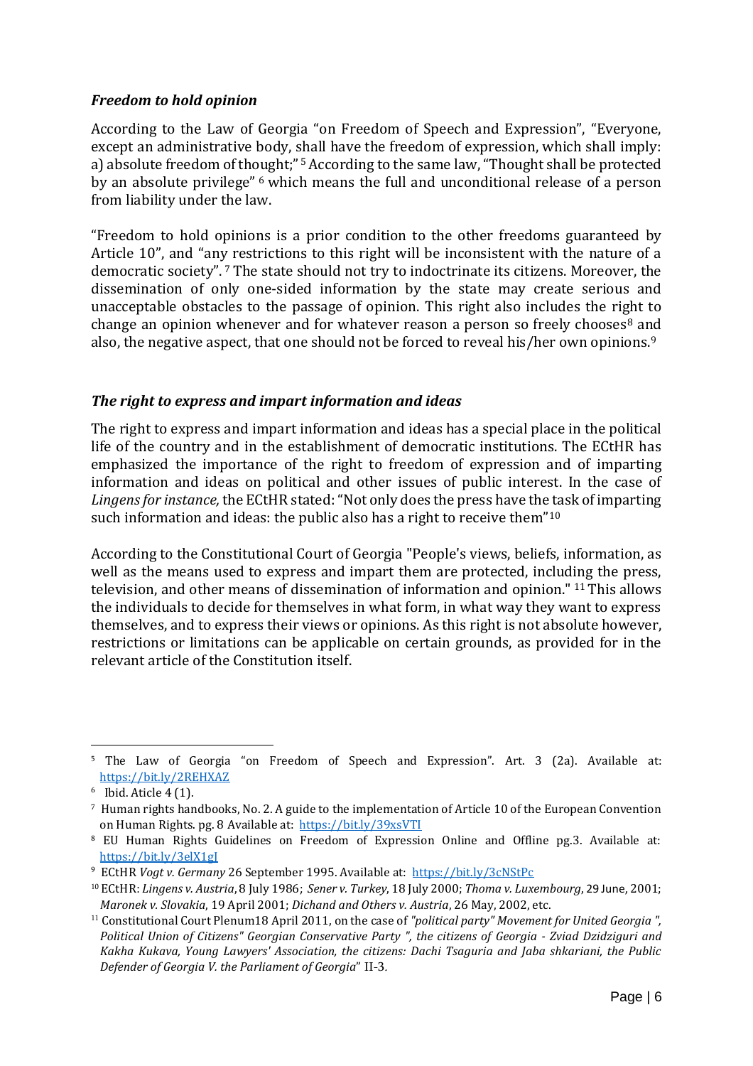### *Freedom to hold opinion*

According to the Law of Georgia "on Freedom of Speech and Expression", "Everyone, except an administrative body, shall have the freedom of expression, which shall imply: a) absolute freedom of thought;" [5] According to the same law, "Thought shall be protected by an absolute privilege" [6] which means the full and unconditional release of a person from liability under the law.

"Freedom to hold opinions is a prior condition to the other freedoms guaranteed by Article 10", and "any restrictions to this right will be inconsistent with the nature of a democratic society". [7] The state should not try to indoctrinate its citizens. Moreover, the dissemination of only one-sided information by the state may create serious and unacceptable obstacles to the passage of opinion. This right also includes the right to change an opinion whenever and for whatever reason a person so freely chooses[8] and also, the negative aspect, that one should not be forced to reveal his/her own opinions.[9]

### *The right to express and impart information and ideas*

The right to express and impart information and ideas has a special place in the political life of the country and in the establishment of democratic institutions. The ECtHR has emphasized the importance of the right to freedom of expression and of imparting information and ideas on political and other issues of public interest. In the case of *Lingens for instance,* the ECtHR stated: "Not only does the press have the task of imparting such information and ideas: the public also has a right to receive them"[10]

According to the Constitutional Court of Georgia "People's views, beliefs, information, as well as the means used to express and impart them are protected, including the press, television, and other means of dissemination of information and opinion." [11] This allows the individuals to decide for themselves in what form, in what way they want to express themselves, and to express their views or opinions. As this right is not absolute however, restrictions or limitations can be applicable on certain grounds, as provided for in the relevant article of the Constitution itself.

---

[5] The Law of Georgia "on Freedom of Speech and Expression". Art. 3 (2a). Available at: https://bit.ly/2REHXAZ

[6] Ibid. Aticle 4 (1).

[7] Human rights handbooks, No. 2. A guide to the implementation of Article 10 of the European Convention on Human Rights. pg. 8 Available at: https://bit.ly/39xsVTI

[8] EU Human Rights Guidelines on Freedom of Expression Online and Offline pg.3. Available at: https://bit.ly/3elX1gJ

[9] ECtHR *Vogt v. Germany* 26 September 1995. Available at: https://bit.ly/3cNStPc

[10] ECtHR: *Lingens v. Austria*, 8 July 1986; *Sener v. Turkey*, 18 July 2000; *Thoma v. Luxembourg*, 29 June, 2001; *Maronek v. Slovakia*, 19 April 2001; *Dichand and Others v. Austria*, 26 May, 2002, etc.

[11] Constitutional Court Plenum18 April 2011, on the case of *"political party" Movement for United Georgia ", Political Union of Citizens" Georgian Conservative Party ", the citizens of Georgia - Zviad Dzidziguri and Kakha Kukava, Young Lawyers' Association, the citizens: Dachi Tsaguria and Jaba shkariani, the Public Defender of Georgia V. the Parliament of Georgia*" II-3.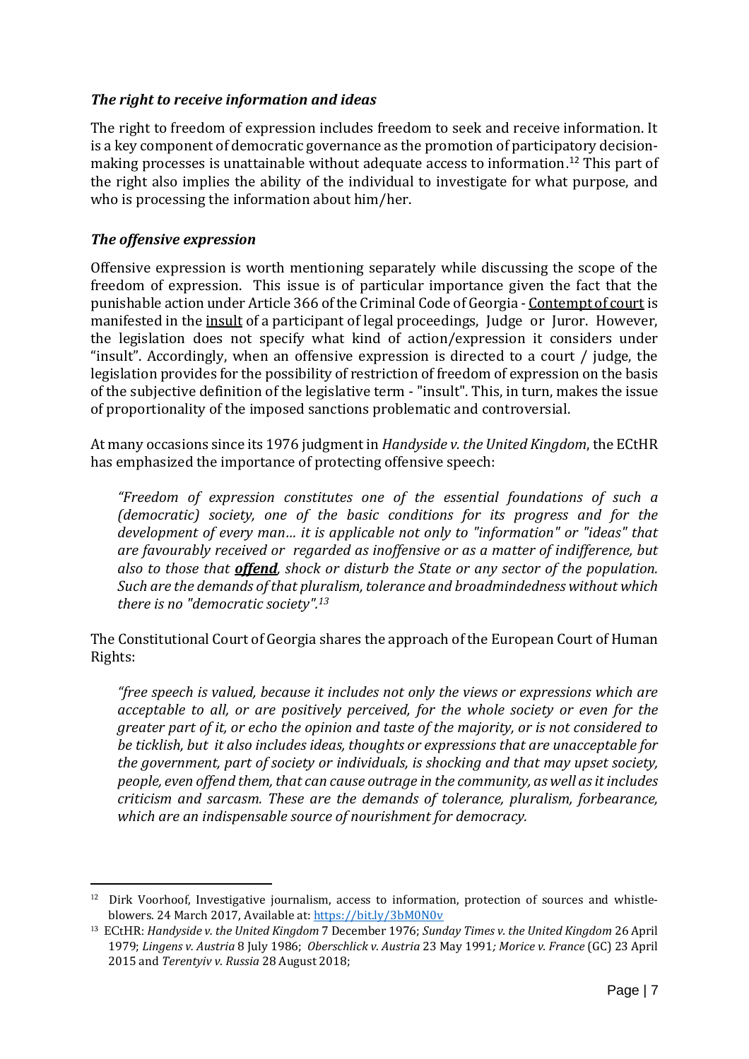### *The right to receive information and ideas*

The right to freedom of expression includes freedom to seek and receive information. It is a key component of democratic governance as the promotion of participatory decision-making processes is unattainable without adequate access to information.[12] This part of the right also implies the ability of the individual to investigate for what purpose, and who is processing the information about him/her.

### *The offensive expression*

Offensive expression is worth mentioning separately while discussing the scope of the freedom of expression. This issue is of particular importance given the fact that the punishable action under Article 366 of the Criminal Code of Georgia - Contempt of court is manifested in the insult of a participant of legal proceedings, Judge or Juror. However, the legislation does not specify what kind of action/expression it considers under "insult". Accordingly, when an offensive expression is directed to a court / judge, the legislation provides for the possibility of restriction of freedom of expression on the basis of the subjective definition of the legislative term - "insult". This, in turn, makes the issue of proportionality of the imposed sanctions problematic and controversial.

At many occasions since its 1976 judgment in *Handyside v. the United Kingdom*, the ECtHR has emphasized the importance of protecting offensive speech:

> *"Freedom of expression constitutes one of the essential foundations of such a (democratic) society, one of the basic conditions for its progress and for the development of every man… it is applicable not only to "information" or "ideas" that are favourably received or regarded as inoffensive or as a matter of indifference, but also to those that **offend**, shock or disturb the State or any sector of the population. Such are the demands of that pluralism, tolerance and broadmindedness without which there is no "democratic society".*[13]

The Constitutional Court of Georgia shares the approach of the European Court of Human Rights:

> *"free speech is valued, because it includes not only the views or expressions which are acceptable to all, or are positively perceived, for the whole society or even for the greater part of it, or echo the opinion and taste of the majority, or is not considered to be ticklish, but it also includes ideas, thoughts or expressions that are unacceptable for the government, part of society or individuals, is shocking and that may upset society, people, even offend them, that can cause outrage in the community, as well as it includes criticism and sarcasm. These are the demands of tolerance, pluralism, forbearance, which are an indispensable source of nourishment for democracy.*

---

[12] Dirk Voorhoof, Investigative journalism, access to information, protection of sources and whistle-blowers. 24 March 2017, Available at: https://bit.ly/3bM0N0v

[13] ECtHR: *Handyside v. the United Kingdom* 7 December 1976; *Sunday Times v. the United Kingdom* 26 April 1979; *Lingens v. Austria* 8 July 1986; *Oberschlick v. Austria* 23 May 1991*; Morice v. France* (GC) 23 April 2015 and *Terentyiv v. Russia* 28 August 2018;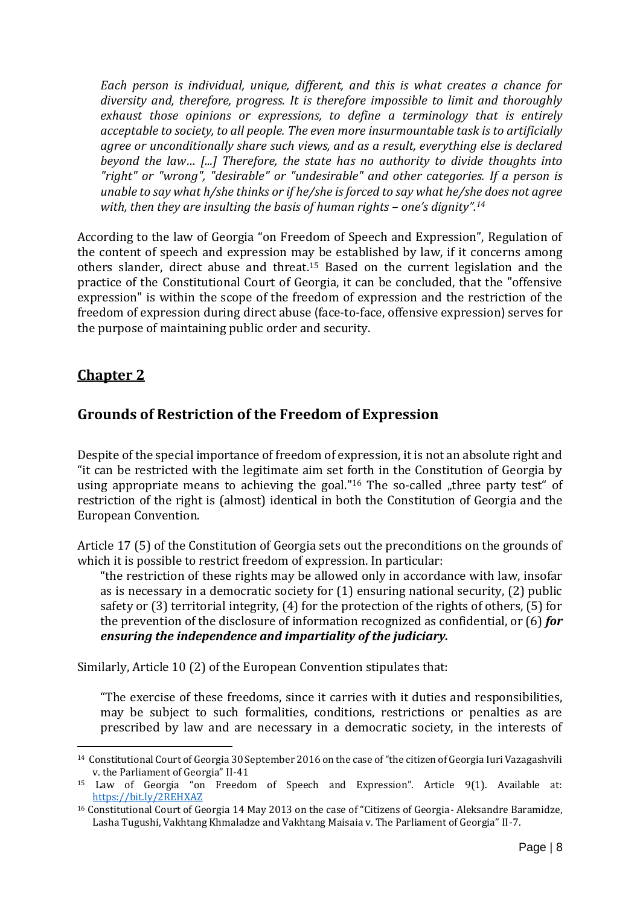*Each person is individual, unique, different, and this is what creates a chance for diversity and, therefore, progress. It is therefore impossible to limit and thoroughly exhaust those opinions or expressions, to define a terminology that is entirely acceptable to society, to all people. The even more insurmountable task is to artificially agree or unconditionally share such views, and as a result, everything else is declared beyond the law… [...] Therefore, the state has no authority to divide thoughts into "right" or "wrong", "desirable" or "undesirable" and other categories. If a person is unable to say what h/she thinks or if he/she is forced to say what he/she does not agree with, then they are insulting the basis of human rights – one's dignity".*[14]

According to the law of Georgia "on Freedom of Speech and Expression", Regulation of the content of speech and expression may be established by law, if it concerns among others slander, direct abuse and threat.[15] Based on the current legislation and the practice of the Constitutional Court of Georgia, it can be concluded, that the "offensive expression" is within the scope of the freedom of expression and the restriction of the freedom of expression during direct abuse (face-to-face, offensive expression) serves for the purpose of maintaining public order and security.

## Chapter 2

## Grounds of Restriction of the Freedom of Expression

Despite of the special importance of freedom of expression, it is not an absolute right and "it can be restricted with the legitimate aim set forth in the Constitution of Georgia by using appropriate means to achieving the goal."[16] The so-called „three party test" of restriction of the right is (almost) identical in both the Constitution of Georgia and the European Convention.

Article 17 (5) of the Constitution of Georgia sets out the preconditions on the grounds of which it is possible to restrict freedom of expression. In particular:

> "the restriction of these rights may be allowed only in accordance with law, insofar as is necessary in a democratic society for (1) ensuring national security, (2) public safety or (3) territorial integrity, (4) for the protection of the rights of others, (5) for the prevention of the disclosure of information recognized as confidential, or (6) ***for ensuring the independence and impartiality of the judiciary.***

Similarly, Article 10 (2) of the European Convention stipulates that:

> "The exercise of these freedoms, since it carries with it duties and responsibilities, may be subject to such formalities, conditions, restrictions or penalties as are prescribed by law and are necessary in a democratic society, in the interests of

---

[14] Constitutional Court of Georgia 30 September 2016 on the case of "the citizen of Georgia Iuri Vazagashvili v. the Parliament of Georgia" II-41

[15] Law of Georgia "on Freedom of Speech and Expression". Article 9(1). Available at: https://bit.ly/2REHXAZ

[16] Constitutional Court of Georgia 14 May 2013 on the case of "Citizens of Georgia - Aleksandre Baramidze, Lasha Tugushi, Vakhtang Khmaladze and Vakhtang Maisaia v. The Parliament of Georgia" II-7.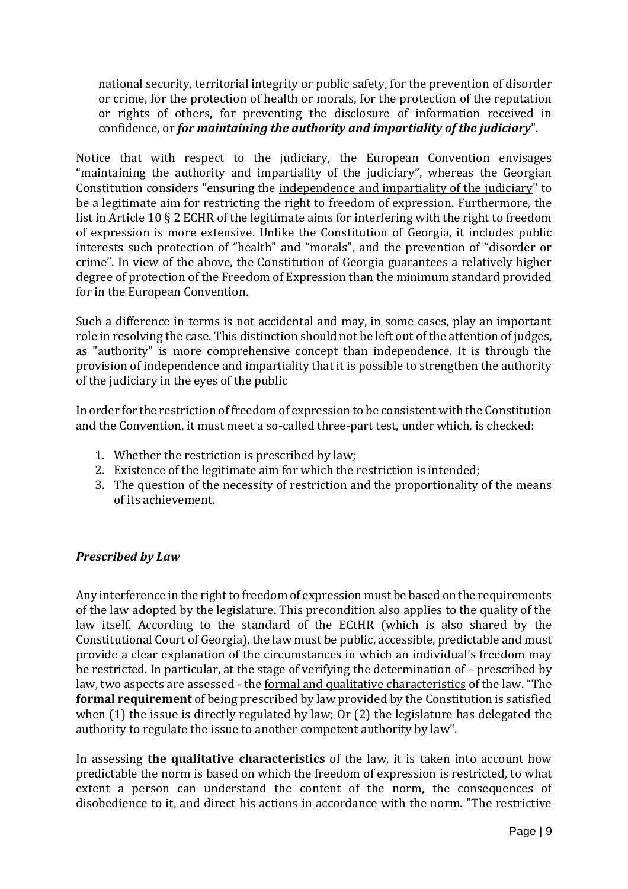> national security, territorial integrity or public safety, for the prevention of disorder or crime, for the protection of health or morals, for the protection of the reputation or rights of others, for preventing the disclosure of information received in confidence, or ***for maintaining the authority and impartiality of the judiciary***".

Notice that with respect to the judiciary, the European Convention envisages "maintaining the authority and impartiality of the judiciary", whereas the Georgian Constitution considers "ensuring the independence and impartiality of the judiciary" to be a legitimate aim for restricting the right to freedom of expression. Furthermore, the list in Article 10 § 2 ECHR of the legitimate aims for interfering with the right to freedom of expression is more extensive. Unlike the Constitution of Georgia, it includes public interests such protection of "health" and "morals", and the prevention of "disorder or crime". In view of the above, the Constitution of Georgia guarantees a relatively higher degree of protection of the Freedom of Expression than the minimum standard provided for in the European Convention.

Such a difference in terms is not accidental and may, in some cases, play an important role in resolving the case. This distinction should not be left out of the attention of judges, as "authority" is more comprehensive concept than independence. It is through the provision of independence and impartiality that it is possible to strengthen the authority of the judiciary in the eyes of the public

In order for the restriction of freedom of expression to be consistent with the Constitution and the Convention, it must meet a so-called three-part test, under which, is checked:

1. Whether the restriction is prescribed by law;
2. Existence of the legitimate aim for which the restriction is intended;
3. The question of the necessity of restriction and the proportionality of the means of its achievement.

### *Prescribed by Law*

Any interference in the right to freedom of expression must be based on the requirements of the law adopted by the legislature. This precondition also applies to the quality of the law itself. According to the standard of the ECtHR (which is also shared by the Constitutional Court of Georgia), the law must be public, accessible, predictable and must provide a clear explanation of the circumstances in which an individual's freedom may be restricted. In particular, at the stage of verifying the determination of – prescribed by law, two aspects are assessed - the formal and qualitative characteristics of the law. "The **formal requirement** of being prescribed by law provided by the Constitution is satisfied when (1) the issue is directly regulated by law; Or (2) the legislature has delegated the authority to regulate the issue to another competent authority by law".

In assessing **the qualitative characteristics** of the law, it is taken into account how predictable the norm is based on which the freedom of expression is restricted, to what extent a person can understand the content of the norm, the consequences of disobedience to it, and direct his actions in accordance with the norm. "The restrictive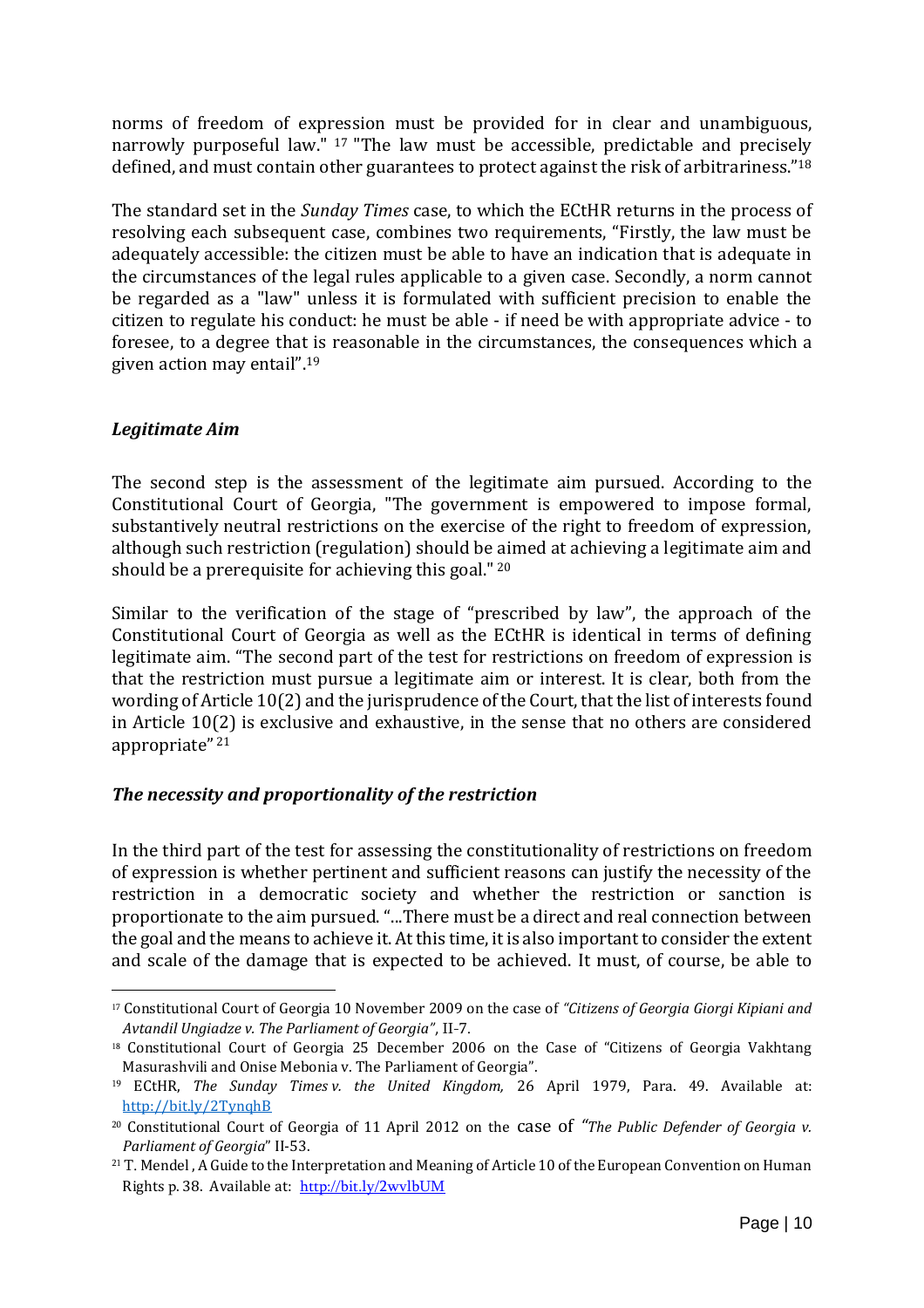norms of freedom of expression must be provided for in clear and unambiguous, narrowly purposeful law." [17] "The law must be accessible, predictable and precisely defined, and must contain other guarantees to protect against the risk of arbitrariness."[18]

The standard set in the *Sunday Times* case, to which the ECtHR returns in the process of resolving each subsequent case, combines two requirements, "Firstly, the law must be adequately accessible: the citizen must be able to have an indication that is adequate in the circumstances of the legal rules applicable to a given case. Secondly, a norm cannot be regarded as a "law" unless it is formulated with sufficient precision to enable the citizen to regulate his conduct: he must be able - if need be with appropriate advice - to foresee, to a degree that is reasonable in the circumstances, the consequences which a given action may entail".[19]

### *Legitimate Aim*

The second step is the assessment of the legitimate aim pursued. According to the Constitutional Court of Georgia, "The government is empowered to impose formal, substantively neutral restrictions on the exercise of the right to freedom of expression, although such restriction (regulation) should be aimed at achieving a legitimate aim and should be a prerequisite for achieving this goal." [20]

Similar to the verification of the stage of "prescribed by law", the approach of the Constitutional Court of Georgia as well as the ECtHR is identical in terms of defining legitimate aim. "The second part of the test for restrictions on freedom of expression is that the restriction must pursue a legitimate aim or interest. It is clear, both from the wording of Article 10(2) and the jurisprudence of the Court, that the list of interests found in Article 10(2) is exclusive and exhaustive, in the sense that no others are considered appropriate" [21]

### *The necessity and proportionality of the restriction*

In the third part of the test for assessing the constitutionality of restrictions on freedom of expression is whether pertinent and sufficient reasons can justify the necessity of the restriction in a democratic society and whether the restriction or sanction is proportionate to the aim pursued. "...There must be a direct and real connection between the goal and the means to achieve it. At this time, it is also important to consider the extent and scale of the damage that is expected to be achieved. It must, of course, be able to

---

[17] Constitutional Court of Georgia 10 November 2009 on the case of *"Citizens of Georgia Giorgi Kipiani and Avtandil Ungiadze v. The Parliament of Georgia"*, II-7.

[18] Constitutional Court of Georgia 25 December 2006 on the Case of "Citizens of Georgia Vakhtang Masurashvili and Onise Mebonia v. The Parliament of Georgia".

[19] ECtHR, *The Sunday Times v. the United Kingdom,* 26 April 1979, Para. 49. Available at: http://bit.ly/2TynqhB

[20] Constitutional Court of Georgia of 11 April 2012 on the case of *"The Public Defender of Georgia v. Parliament of Georgia*" II-53.

[21] T. Mendel , A Guide to the Interpretation and Meaning of Article 10 of the European Convention on Human Rights p. 38. Available at: http://bit.ly/2wvlbUM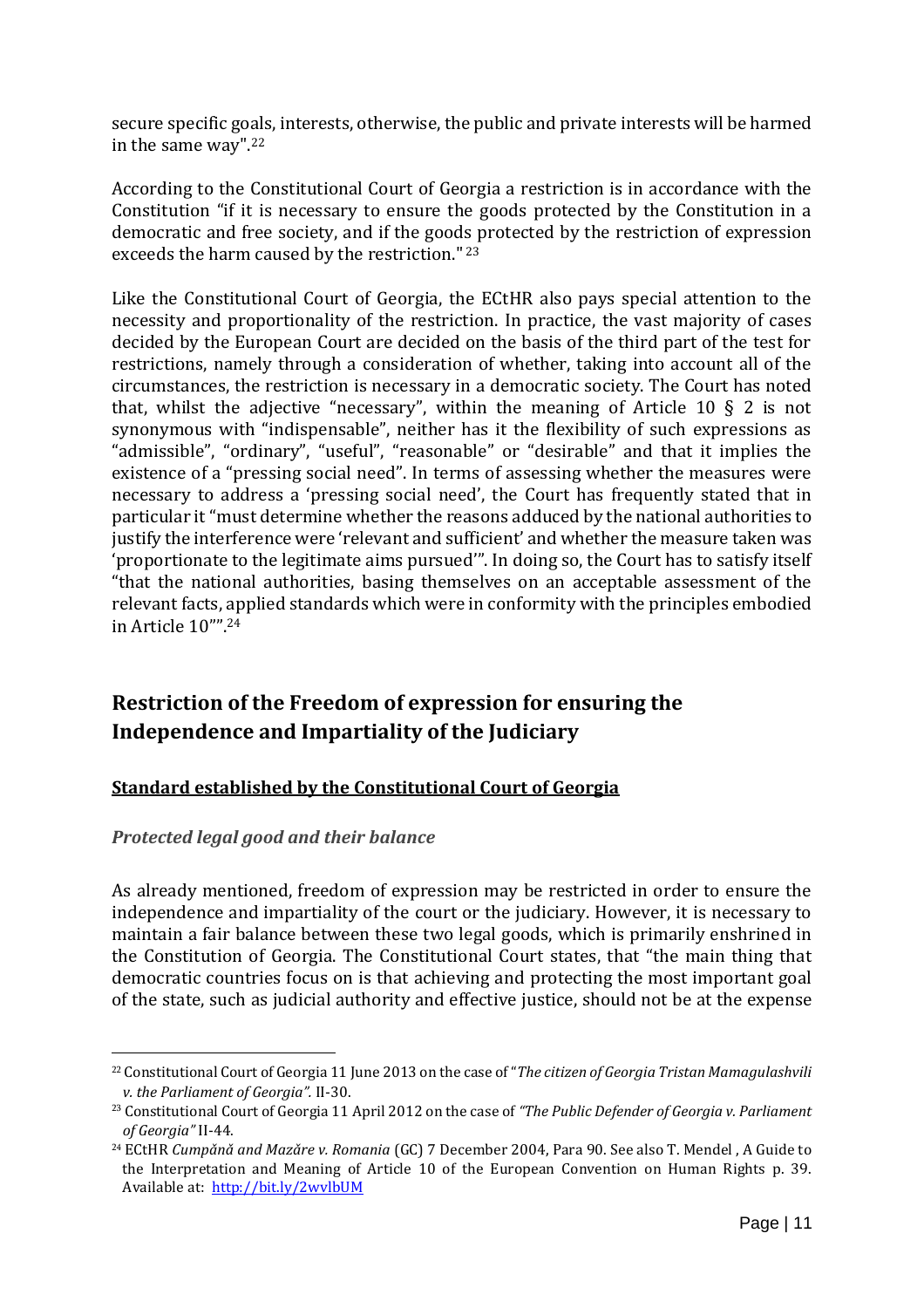secure specific goals, interests, otherwise, the public and private interests will be harmed in the same way".[22]

According to the Constitutional Court of Georgia a restriction is in accordance with the Constitution "if it is necessary to ensure the goods protected by the Constitution in a democratic and free society, and if the goods protected by the restriction of expression exceeds the harm caused by the restriction." [23]

Like the Constitutional Court of Georgia, the ECtHR also pays special attention to the necessity and proportionality of the restriction. In practice, the vast majority of cases decided by the European Court are decided on the basis of the third part of the test for restrictions, namely through a consideration of whether, taking into account all of the circumstances, the restriction is necessary in a democratic society. The Court has noted that, whilst the adjective "necessary", within the meaning of Article 10 § 2 is not synonymous with "indispensable", neither has it the flexibility of such expressions as "admissible", "ordinary", "useful", "reasonable" or "desirable" and that it implies the existence of a "pressing social need". In terms of assessing whether the measures were necessary to address a 'pressing social need', the Court has frequently stated that in particular it "must determine whether the reasons adduced by the national authorities to justify the interference were 'relevant and sufficient' and whether the measure taken was 'proportionate to the legitimate aims pursued'". In doing so, the Court has to satisfy itself "that the national authorities, basing themselves on an acceptable assessment of the relevant facts, applied standards which were in conformity with the principles embodied in Article 10"".[24]

## Restriction of the Freedom of expression for ensuring the Independence and Impartiality of the Judiciary

### Standard established by the Constitutional Court of Georgia

#### *Protected legal good and their balance*

As already mentioned, freedom of expression may be restricted in order to ensure the independence and impartiality of the court or the judiciary. However, it is necessary to maintain a fair balance between these two legal goods, which is primarily enshrined in the Constitution of Georgia. The Constitutional Court states, that "the main thing that democratic countries focus on is that achieving and protecting the most important goal of the state, such as judicial authority and effective justice, should not be at the expense

---

[22] Constitutional Court of Georgia 11 June 2013 on the case of "*The citizen of Georgia Tristan Mamagulashvili v. the Parliament of Georgia".* II-30.

[23] Constitutional Court of Georgia 11 April 2012 on the case of *"The Public Defender of Georgia v. Parliament of Georgia"* II-44.

[24] ECtHR *Cumpănă and Mazăre v. Romania* (GC) 7 December 2004, Para 90. See also T. Mendel , A Guide to the Interpretation and Meaning of Article 10 of the European Convention on Human Rights p. 39. Available at: http://bit.ly/2wvlbUM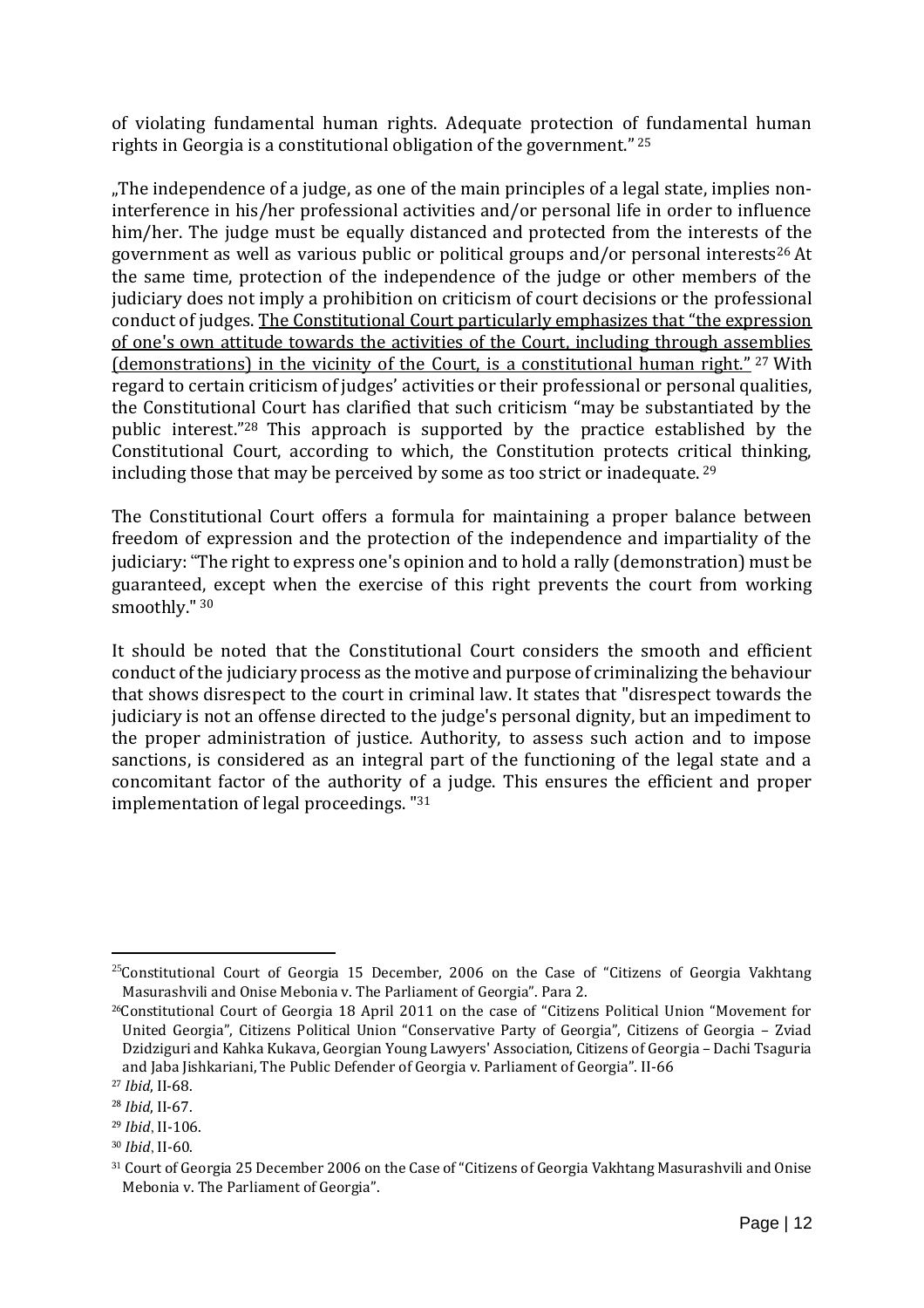of violating fundamental human rights. Adequate protection of fundamental human rights in Georgia is a constitutional obligation of the government." [25]

„The independence of a judge, as one of the main principles of a legal state, implies non-interference in his/her professional activities and/or personal life in order to influence him/her. The judge must be equally distanced and protected from the interests of the government as well as various public or political groups and/or personal interests[26] At the same time, protection of the independence of the judge or other members of the judiciary does not imply a prohibition on criticism of court decisions or the professional conduct of judges. <u>The Constitutional Court particularly emphasizes that "the expression of one's own attitude towards the activities of the Court, including through assemblies (demonstrations) in the vicinity of the Court, is a constitutional human right."</u> [27] With regard to certain criticism of judges' activities or their professional or personal qualities, the Constitutional Court has clarified that such criticism "may be substantiated by the public interest."[28] This approach is supported by the practice established by the Constitutional Court, according to which, the Constitution protects critical thinking, including those that may be perceived by some as too strict or inadequate. [29]

The Constitutional Court offers a formula for maintaining a proper balance between freedom of expression and the protection of the independence and impartiality of the judiciary: "The right to express one's opinion and to hold a rally (demonstration) must be guaranteed, except when the exercise of this right prevents the court from working smoothly." [30]

It should be noted that the Constitutional Court considers the smooth and efficient conduct of the judiciary process as the motive and purpose of criminalizing the behaviour that shows disrespect to the court in criminal law. It states that "disrespect towards the judiciary is not an offense directed to the judge's personal dignity, but an impediment to the proper administration of justice. Authority, to assess such action and to impose sanctions, is considered as an integral part of the functioning of the legal state and a concomitant factor of the authority of a judge. This ensures the efficient and proper implementation of legal proceedings. "[31]

---

[25] Constitutional Court of Georgia 15 December, 2006 on the Case of "Citizens of Georgia Vakhtang Masurashvili and Onise Mebonia v. The Parliament of Georgia". Para 2.

[26] Constitutional Court of Georgia 18 April 2011 on the case of "Citizens Political Union "Movement for United Georgia", Citizens Political Union "Conservative Party of Georgia", Citizens of Georgia – Zviad Dzidziguri and Kahka Kukava, Georgian Young Lawyers' Association, Citizens of Georgia – Dachi Tsaguria and Jaba Jishkariani, The Public Defender of Georgia v. Parliament of Georgia". II-66

[27] *Ibid*, II-68.

[28] *Ibid*, II-67.

[29] *Ibid*, II-106.

[30] *Ibid*, II-60.

[31] Court of Georgia 25 December 2006 on the Case of "Citizens of Georgia Vakhtang Masurashvili and Onise Mebonia v. The Parliament of Georgia".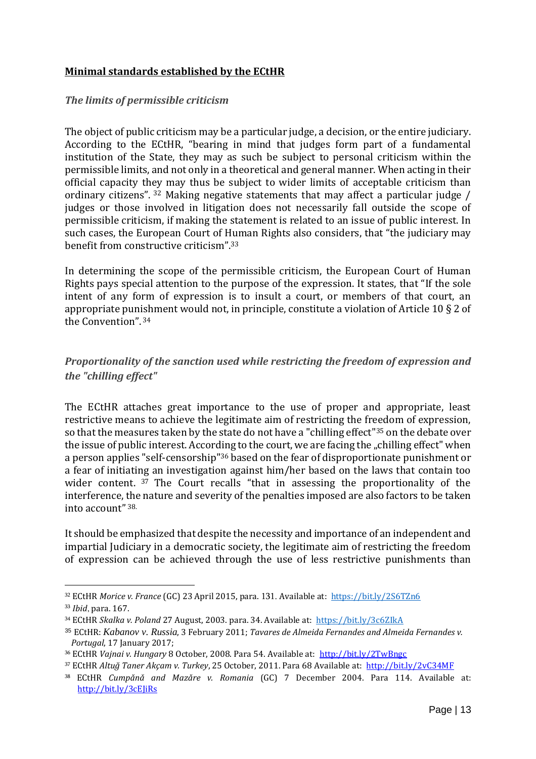## Minimal standards established by the ECtHR

### *The limits of permissible criticism*

The object of public criticism may be a particular judge, a decision, or the entire judiciary. According to the ECtHR, "bearing in mind that judges form part of a fundamental institution of the State, they may as such be subject to personal criticism within the permissible limits, and not only in a theoretical and general manner. When acting in their official capacity they may thus be subject to wider limits of acceptable criticism than ordinary citizens". [32] Making negative statements that may affect a particular judge / judges or those involved in litigation does not necessarily fall outside the scope of permissible criticism, if making the statement is related to an issue of public interest. In such cases, the European Court of Human Rights also considers, that "the judiciary may benefit from constructive criticism".[33]

In determining the scope of the permissible criticism, the European Court of Human Rights pays special attention to the purpose of the expression. It states, that "If the sole intent of any form of expression is to insult a court, or members of that court, an appropriate punishment would not, in principle, constitute a violation of Article 10 § 2 of the Convention". [34]

### *Proportionality of the sanction used while restricting the freedom of expression and the "chilling effect"*

The ECtHR attaches great importance to the use of proper and appropriate, least restrictive means to achieve the legitimate aim of restricting the freedom of expression, so that the measures taken by the state do not have a "chilling effect"[35] on the debate over the issue of public interest. According to the court, we are facing the „chilling effect" when a person applies "self-censorship"[36] based on the fear of disproportionate punishment or a fear of initiating an investigation against him/her based on the laws that contain too wider content. [37] The Court recalls "that in assessing the proportionality of the interference, the nature and severity of the penalties imposed are also factors to be taken into account" [38].

It should be emphasized that despite the necessity and importance of an independent and impartial Judiciary in a democratic society, the legitimate aim of restricting the freedom of expression can be achieved through the use of less restrictive punishments than

---

[32] ECtHR *Morice v. France* (GC) 23 April 2015, para. 131. Available at: https://bit.ly/2S6TZn6

[33] *Ibid*, para. 167.

[34] ECtHR *Skalka v. Poland* 27 August, 2003. para. 34. Available at: https://bit.ly/3c6ZIkA

[35] ECtHR: *Kabanov v. Russia*, 3 February 2011; *Tavares de Almeida Fernandes and Almeida Fernandes v. Portugal*, 17 January 2017;

[36] ECtHR *Vajnai v. Hungary* 8 October, 2008. Para 54. Available at: http://bit.ly/2TwBngc

[37] ECtHR *Altuğ Taner Akçam v. Turkey*, 25 October, 2011. Para 68 Available at: http://bit.ly/2vC34MF

[38] ECtHR *Cumpănă and Mazăre v. Romania* (GC) 7 December 2004. Para 114. Available at: http://bit.ly/3cEJiRs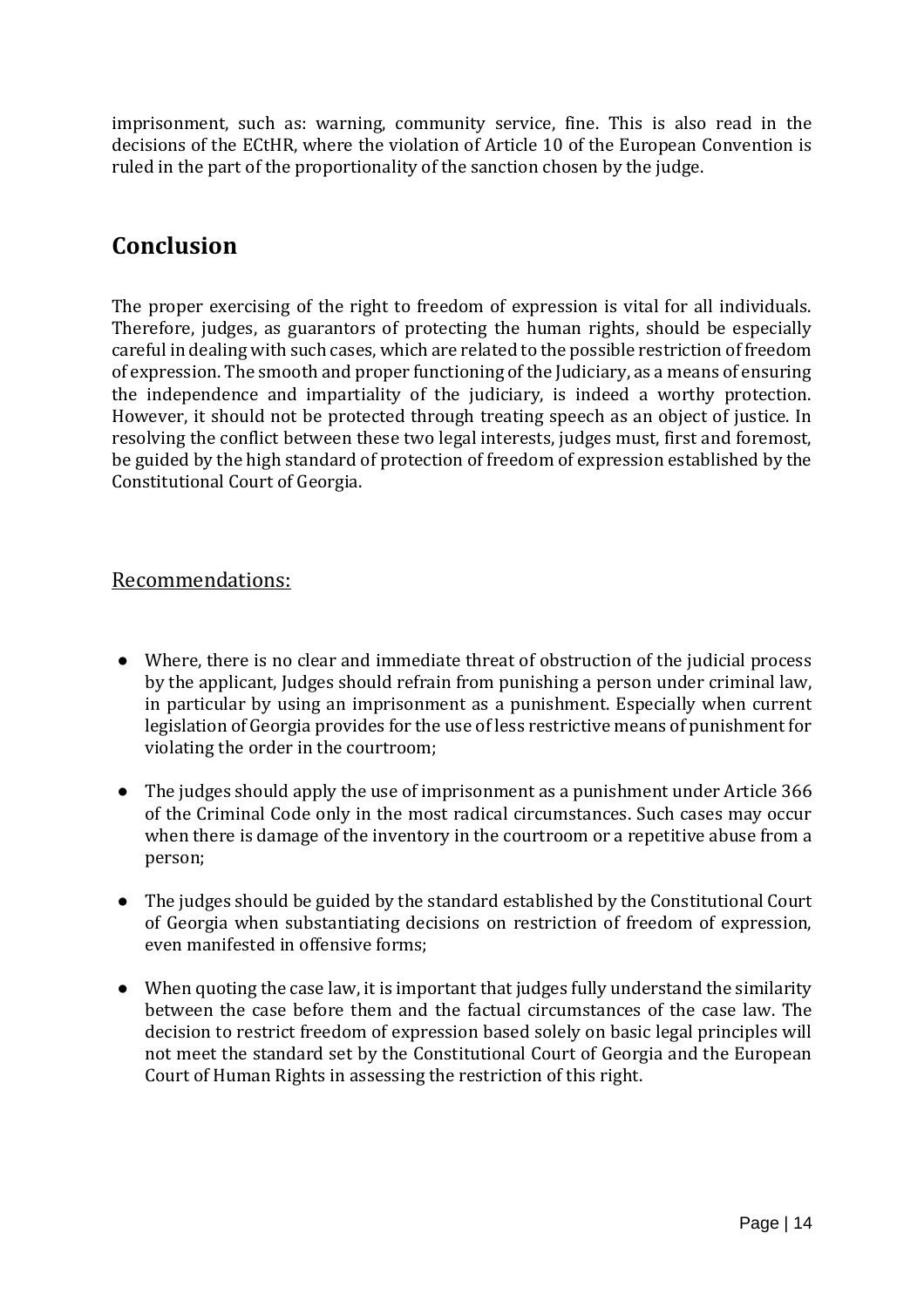imprisonment, such as: warning, community service, fine. This is also read in the decisions of the ECtHR, where the violation of Article 10 of the European Convention is ruled in the part of the proportionality of the sanction chosen by the judge.

## Conclusion

The proper exercising of the right to freedom of expression is vital for all individuals. Therefore, judges, as guarantors of protecting the human rights, should be especially careful in dealing with such cases, which are related to the possible restriction of freedom of expression. The smooth and proper functioning of the Judiciary, as a means of ensuring the independence and impartiality of the judiciary, is indeed a worthy protection. However, it should not be protected through treating speech as an object of justice. In resolving the conflict between these two legal interests, judges must, first and foremost, be guided by the high standard of protection of freedom of expression established by the Constitutional Court of Georgia.

### Recommendations:

- Where, there is no clear and immediate threat of obstruction of the judicial process by the applicant, Judges should refrain from punishing a person under criminal law, in particular by using an imprisonment as a punishment. Especially when current legislation of Georgia provides for the use of less restrictive means of punishment for violating the order in the courtroom;

- The judges should apply the use of imprisonment as a punishment under Article 366 of the Criminal Code only in the most radical circumstances. Such cases may occur when there is damage of the inventory in the courtroom or a repetitive abuse from a person;

- The judges should be guided by the standard established by the Constitutional Court of Georgia when substantiating decisions on restriction of freedom of expression, even manifested in offensive forms;

- When quoting the case law, it is important that judges fully understand the similarity between the case before them and the factual circumstances of the case law. The decision to restrict freedom of expression based solely on basic legal principles will not meet the standard set by the Constitutional Court of Georgia and the European Court of Human Rights in assessing the restriction of this right.